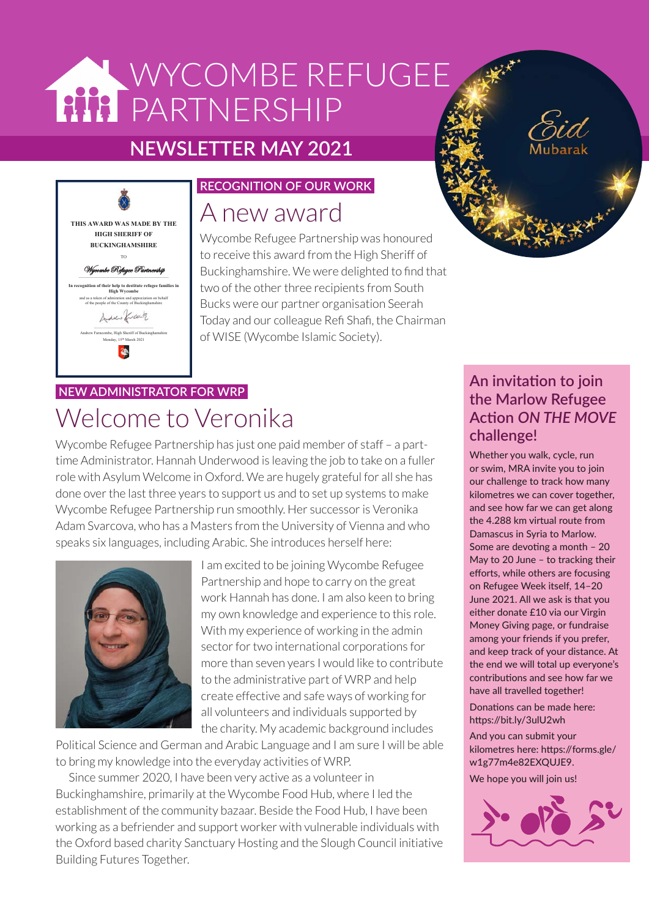# WYCOMBE REFUGEE PARTNERSHIP

## NEWSLETTER MAY 2021

Eid Mubarak

THIS AWARD WAS MADE BY THE HIGH SHERIFF OF BUCKINGHAMSHIRE

TO

*Wycombe Refugee Partnership*

In recognition of their help to destitute refugee families in High Wycombe

and as a token of admiration and appreciation on behalf of the people of the County of Buckinghamshire

Andrew Farncombe, High Sheriff of Buckinghamshire

Monday, 15th March 2021

**RECOGNITION OF OUR WORK**

## A new award

Wycombe Refugee Partnership was honoured to receive this award from the High Sheriff of Buckinghamshire. We were delighted to find that two of the other three recipients from South Bucks were our partner organisation Seerah Today and our colleague Refi Shafi, the Chairman of WISE (Wycombe Islamic Society).

**NEW ADMINISTRATOR FOR WRP**

## Welcome to Veronika

Wycombe Refugee Partnership has just one paid member of staff – a part-time Administrator. Hannah Underwood is leaving the job to take on a fuller role with Asylum Welcome in Oxford. We are hugely grateful for all she has done over the last three years to support us and to set up systems to make Wycombe Refugee Partnership run smoothly. Her successor is Veronika Adam Svarcova, who has a Masters from the University of Vienna and who speaks six languages, including Arabic. She introduces herself here:

I am excited to be joining Wycombe Refugee Partnership and hope to carry on the great work Hannah has done. I am also keen to bring my own knowledge and experience to this role. With my experience of working in the admin sector for two international corporations for more than seven years I would like to contribute to the administrative part of WRP and help create effective and safe ways of working for all volunteers and individuals supported by the charity. My academic background includes Political Science and German and Arabic Language and I am sure I will be able to bring my knowledge into the everyday activities of WRP.

Since summer 2020, I have been very active as a volunteer in Buckinghamshire, primarily at the Wycombe Food Hub, where I led the establishment of the community bazaar. Beside the Food Hub, I have been working as a befriender and support worker with vulnerable individuals with the Oxford based charity Sanctuary Hosting and the Slough Council initiative Building Futures Together.

### An invitation to join the Marlow Refugee Action *ON THE MOVE* challenge!

Whether you walk, cycle, run or swim, MRA invite you to join our challenge to track how many kilometres we can cover together, and see how far we can get along the 4.288 km virtual route from Damascus in Syria to Marlow. Some are devoting a month – 20 May to 20 June – to tracking their efforts, while others are focusing on Refugee Week itself, 14–20 June 2021. All we ask is that you either donate £10 via our Virgin Money Giving page, or fundraise among your friends if you prefer, and keep track of your distance. At the end we will total up everyone's contributions and see how far we have all travelled together!

Donations can be made here: https://bit.ly/3ulU2wh

And you can submit your kilometres here: https://forms.gle/w1g77m4e82EXQUJE9.

We hope you will join us!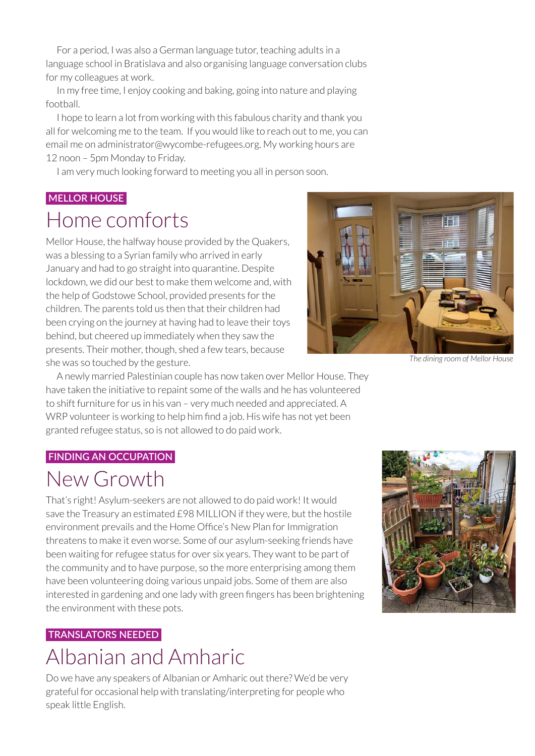For a period, I was also a German language tutor, teaching adults in a language school in Bratislava and also organising language conversation clubs for my colleagues at work.

In my free time, I enjoy cooking and baking, going into nature and playing football.

I hope to learn a lot from working with this fabulous charity and thank you all for welcoming me to the team. If you would like to reach out to me, you can email me on administrator@wycombe-refugees.org. My working hours are 12 noon – 5pm Monday to Friday.

I am very much looking forward to meeting you all in person soon.

**MELLOR HOUSE**

## Home comforts

Mellor House, the halfway house provided by the Quakers, was a blessing to a Syrian family who arrived in early January and had to go straight into quarantine. Despite lockdown, we did our best to make them welcome and, with the help of Godstowe School, provided presents for the children. The parents told us then that their children had been crying on the journey at having had to leave their toys behind, but cheered up immediately when they saw the presents. Their mother, though, shed a few tears, because she was so touched by the gesture.

*The dining room of Mellor House*

A newly married Palestinian couple has now taken over Mellor House. They have taken the initiative to repaint some of the walls and he has volunteered to shift furniture for us in his van – very much needed and appreciated. A WRP volunteer is working to help him find a job. His wife has not yet been granted refugee status, so is not allowed to do paid work.

**FINDING AN OCCUPATION**

## New Growth

That's right! Asylum-seekers are not allowed to do paid work! It would save the Treasury an estimated £98 MILLION if they were, but the hostile environment prevails and the Home Office's New Plan for Immigration threatens to make it even worse. Some of our asylum-seeking friends have been waiting for refugee status for over six years. They want to be part of the community and to have purpose, so the more enterprising among them have been volunteering doing various unpaid jobs. Some of them are also interested in gardening and one lady with green fingers has been brightening the environment with these pots.

**TRANSLATORS NEEDED**

## Albanian and Amharic

Do we have any speakers of Albanian or Amharic out there? We'd be very grateful for occasional help with translating/interpreting for people who speak little English.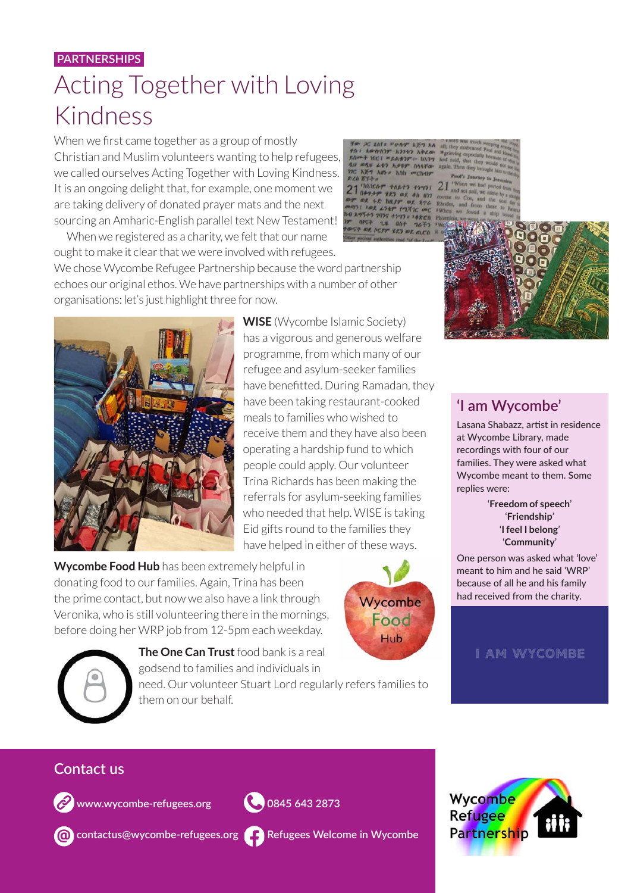PARTNERSHIPS

# Acting Together with Loving Kindness

When we first came together as a group of mostly Christian and Muslim volunteers wanting to help refugees, we called ourselves Acting Together with Loving Kindness. It is an ongoing delight that, for example, one moment we are taking delivery of donated prayer mats and the next sourcing an Amharic-English parallel text New Testament!

When we registered as a charity, we felt that our name ought to make it clear that we were involved with refugees. We chose Wycombe Refugee Partnership because the word partnership echoes our original ethos. We have partnerships with a number of other organisations: let's just highlight three for now.

**WISE** (Wycombe Islamic Society) has a vigorous and generous welfare programme, from which many of our refugee and asylum-seeker families have benefitted. During Ramadan, they have been taking restaurant-cooked meals to families who wished to receive them and they have also been operating a hardship fund to which people could apply. Our volunteer Trina Richards has been making the referrals for asylum-seeking families who needed that help. WISE is taking Eid gifts round to the families they have helped in either of these ways.

**Wycombe Food Hub** has been extremely helpful in donating food to our families. Again, Trina has been the prime contact, but now we also have a link through Veronika, who is still volunteering there in the mornings, before doing her WRP job from 12-5pm each weekday.

**The One Can Trust** food bank is a real godsend to families and individuals in need. Our volunteer Stuart Lord regularly refers families to them on our behalf.

## 'I am Wycombe'

Lasana Shabazz, artist in residence at Wycombe Library, made recordings with four of our families. They were asked what Wycombe meant to them. Some replies were:

'**Freedom of speech**'
'**Friendship**'
'**I feel I belong**'
'**Community**'

One person was asked what 'love' meant to him and he said 'WRP' because of all he and his family had received from the charity.

I AM WYCOMBE

## Contact us

www.wycombe-refugees.org

0845 643 2873

contactus@wycombe-refugees.org

Refugees Welcome in Wycombe

Wycombe Refugee Partnership